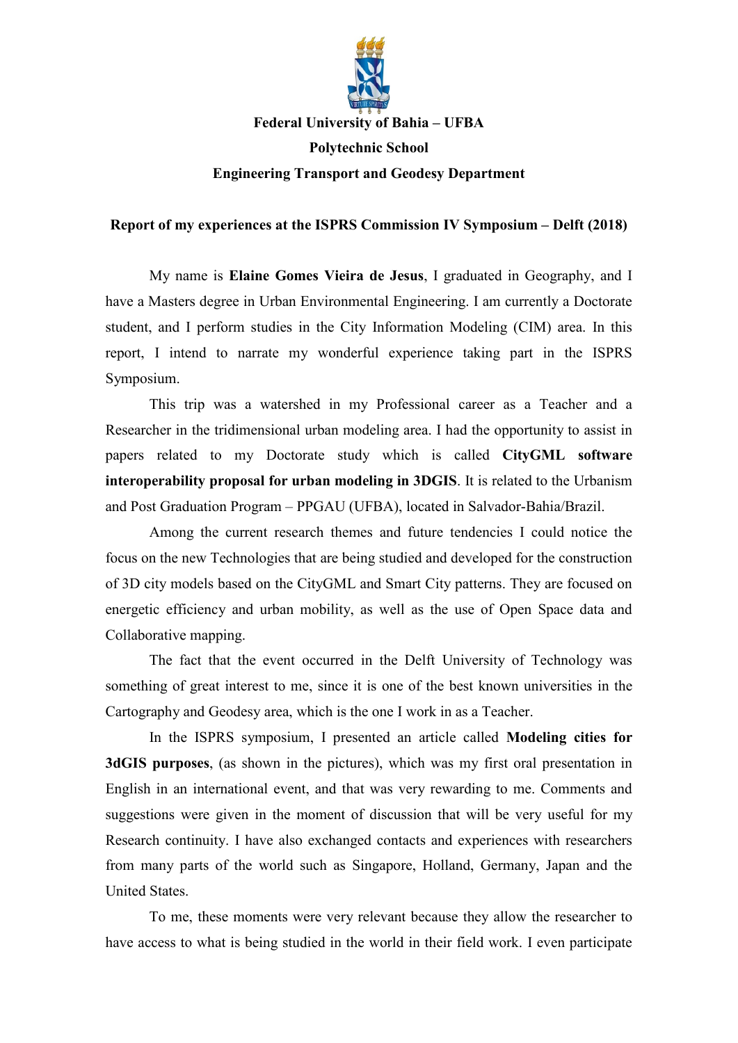**Federal University of Bahia – UFBA**

**Polytechnic School**

**Engineering Transport and Geodesy Department**

**Report of my experiences at the ISPRS Commission IV Symposium – Delft (2018)**

My name is **Elaine Gomes Vieira de Jesus**, I graduated in Geography, and I have a Masters degree in Urban Environmental Engineering. I am currently a Doctorate student, and I perform studies in the City Information Modeling (CIM) area. In this report, I intend to narrate my wonderful experience taking part in the ISPRS Symposium.

This trip was a watershed in my Professional career as a Teacher and a Researcher in the tridimensional urban modeling area. I had the opportunity to assist in papers related to my Doctorate study which is called **CityGML software interoperability proposal for urban modeling in 3DGIS**. It is related to the Urbanism and Post Graduation Program – PPGAU (UFBA), located in Salvador-Bahia/Brazil.

Among the current research themes and future tendencies I could notice the focus on the new Technologies that are being studied and developed for the construction of 3D city models based on the CityGML and Smart City patterns. They are focused on energetic efficiency and urban mobility, as well as the use of Open Space data and Collaborative mapping.

The fact that the event occurred in the Delft University of Technology was something of great interest to me, since it is one of the best known universities in the Cartography and Geodesy area, which is the one I work in as a Teacher.

In the ISPRS symposium, I presented an article called **Modeling cities for 3dGIS purposes**, (as shown in the pictures), which was my first oral presentation in English in an international event, and that was very rewarding to me. Comments and suggestions were given in the moment of discussion that will be very useful for my Research continuity. I have also exchanged contacts and experiences with researchers from many parts of the world such as Singapore, Holland, Germany, Japan and the United States.

To me, these moments were very relevant because they allow the researcher to have access to what is being studied in the world in their field work. I even participate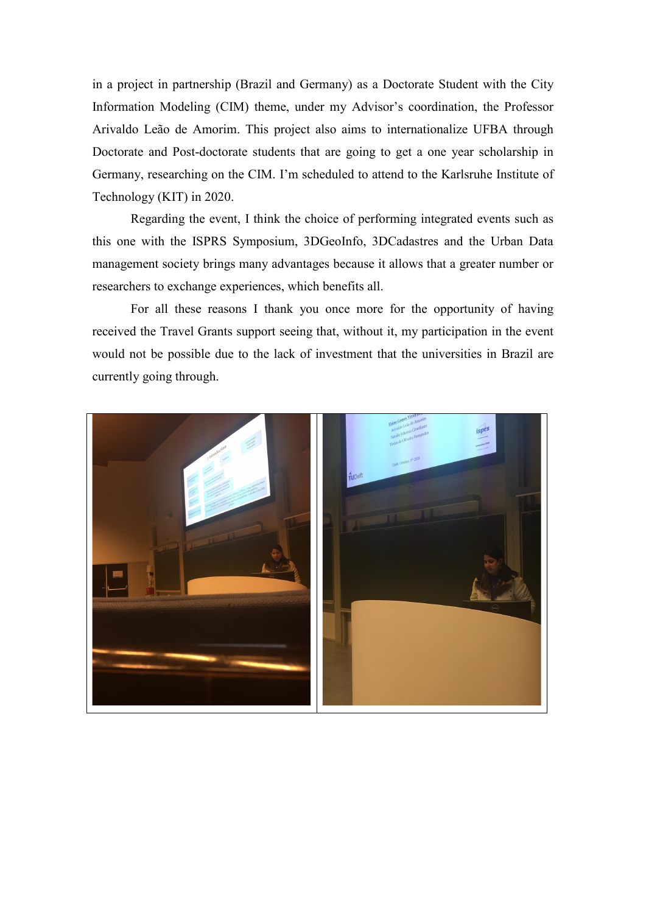in a project in partnership (Brazil and Germany) as a Doctorate Student with the City Information Modeling (CIM) theme, under my Advisor's coordination, the Professor Arivaldo Leão de Amorim. This project also aims to internationalize UFBA through Doctorate and Post-doctorate students that are going to get a one year scholarship in Germany, researching on the CIM. I'm scheduled to attend to the Karlsruhe Institute of Technology (KIT) in 2020.

Regarding the event, I think the choice of performing integrated events such as this one with the ISPRS Symposium, 3DGeoInfo, 3DCadastres and the Urban Data management society brings many advantages because it allows that a greater number or researchers to exchange experiences, which benefits all.

For all these reasons I thank you once more for the opportunity of having received the Travel Grants support seeing that, without it, my participation in the event would not be possible due to the lack of investment that the universities in Brazil are currently going through.